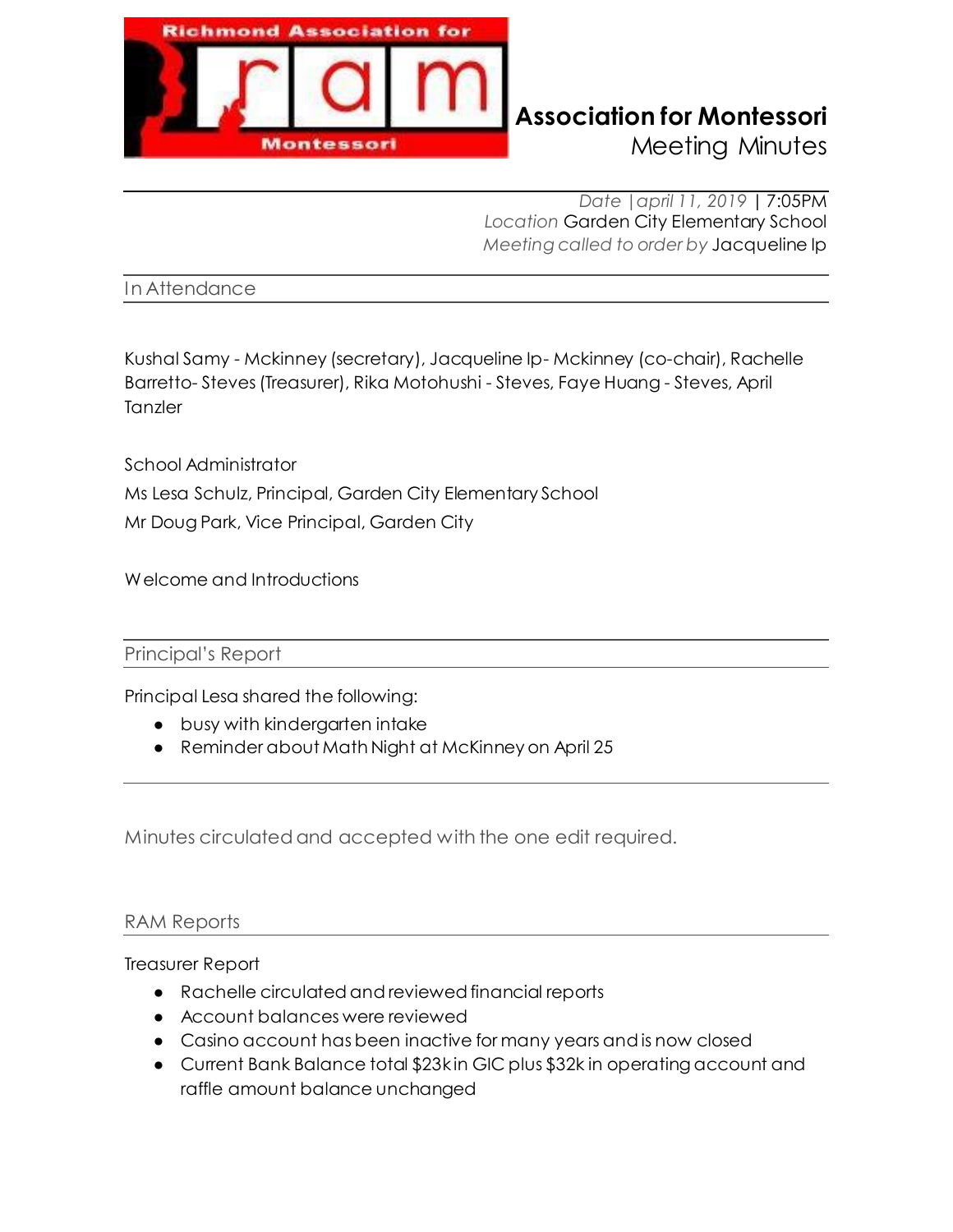# Association for Montessori
## Meeting Minutes

*Date* | *april 11, 2019* | 7:05PM
*Location* Garden City Elementary School
*Meeting called to order by* Jacqueline Ip

## In Attendance

Kushal Samy - Mckinney (secretary), Jacqueline Ip- Mckinney (co-chair), Rachelle Barretto- Steves (Treasurer), Rika Motohushi - Steves, Faye Huang - Steves, April Tanzler

School Administrator

Ms Lesa Schulz, Principal, Garden City Elementary School

Mr Doug Park, Vice Principal, Garden City

Welcome and Introductions

## Principal's Report

Principal Lesa shared the following:

- busy with kindergarten intake
- Reminder about Math Night at McKinney on April 25

Minutes circulated and accepted with the one edit required.

## RAM Reports

Treasurer Report

- Rachelle circulated and reviewed financial reports
- Account balances were reviewed
- Casino account has been inactive for many years and is now closed
- Current Bank Balance total $23k in GIC plus $32k in operating account and raffle amount balance unchanged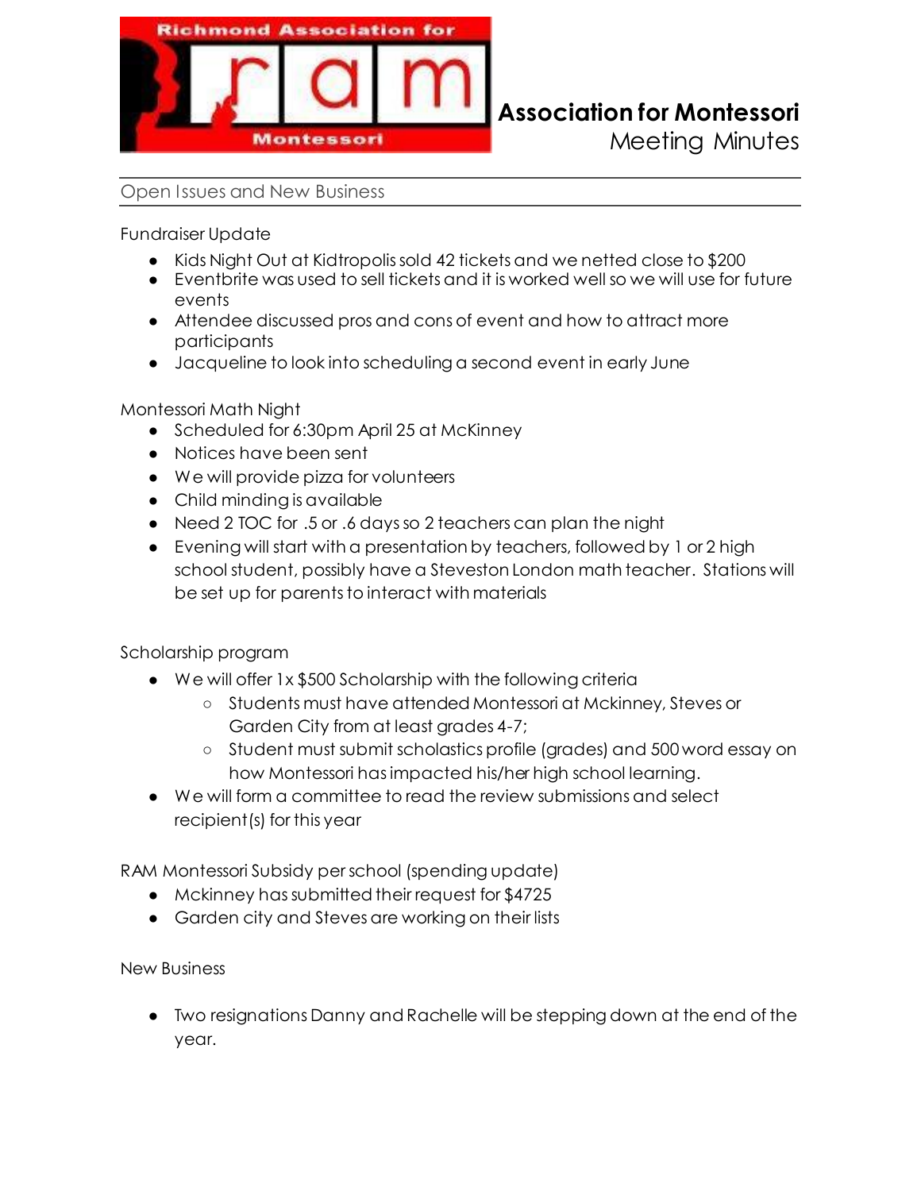# Association for Montessori

Meeting Minutes

## Open Issues and New Business

Fundraiser Update

- Kids Night Out at Kidtropolis sold 42 tickets and we netted close to $200
- Eventbrite was used to sell tickets and it is worked well so we will use for future events
- Attendee discussed pros and cons of event and how to attract more participants
- Jacqueline to look into scheduling a second event in early June

Montessori Math Night

- Scheduled for 6:30pm April 25 at McKinney
- Notices have been sent
- We will provide pizza for volunteers
- Child minding is available
- Need 2 TOC for .5 or .6 days so 2 teachers can plan the night
- Evening will start with a presentation by teachers, followed by 1 or 2 high school student, possibly have a Steveston London math teacher. Stations will be set up for parents to interact with materials

Scholarship program

- We will offer 1x $500 Scholarship with the following criteria
  - Students must have attended Montessori at Mckinney, Steves or Garden City from at least grades 4-7;
  - Student must submit scholastics profile (grades) and 500 word essay on how Montessori has impacted his/her high school learning.
- We will form a committee to read the review submissions and select recipient(s) for this year

RAM Montessori Subsidy per school (spending update)

- Mckinney has submitted their request for $4725
- Garden city and Steves are working on their lists

New Business

- Two resignations Danny and Rachelle will be stepping down at the end of the year.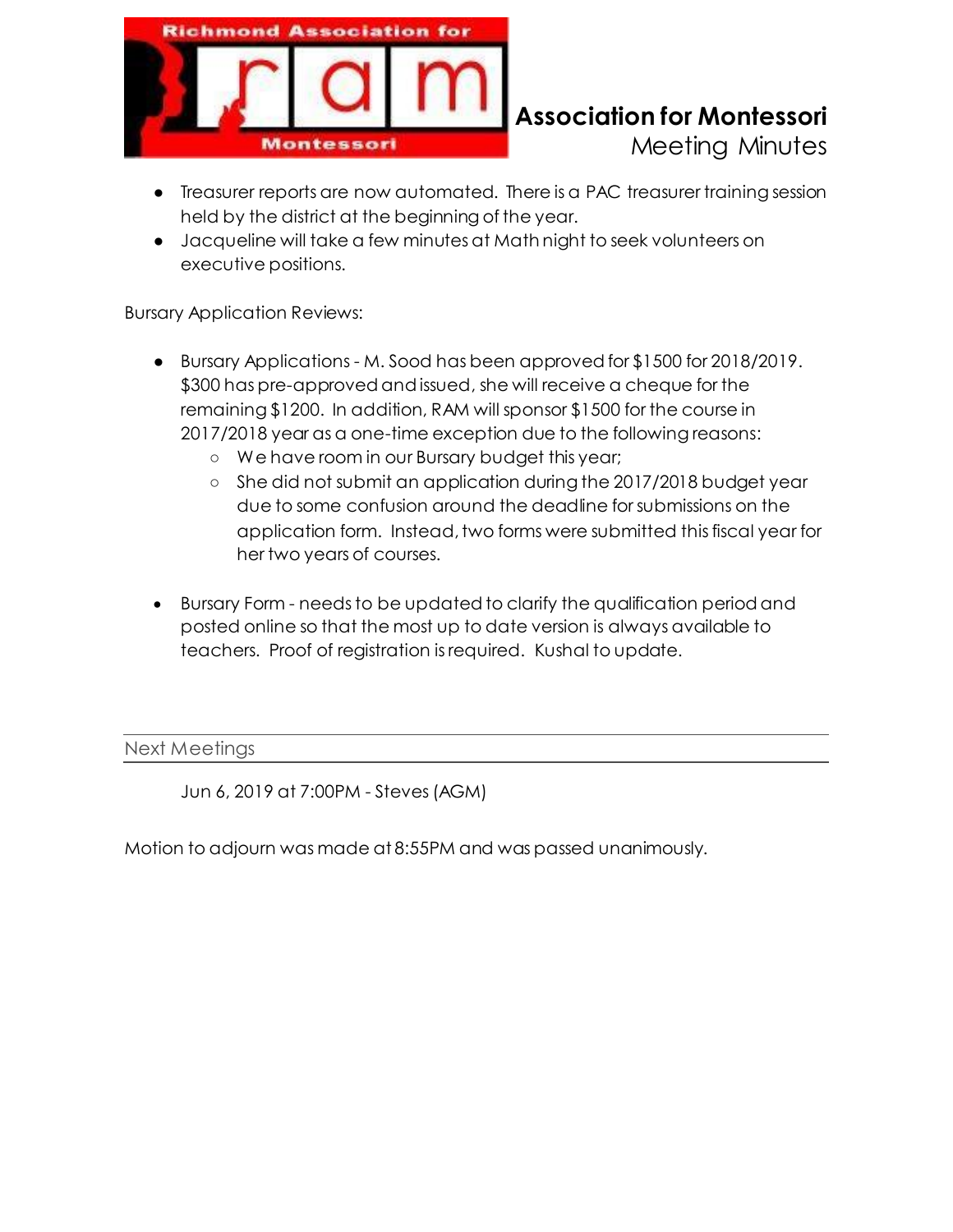- Treasurer reports are now automated. There is a PAC treasurer training session held by the district at the beginning of the year.
- Jacqueline will take a few minutes at Math night to seek volunteers on executive positions.

Bursary Application Reviews:

- Bursary Applications - M. Sood has been approved for $1500 for 2018/2019. $300 has pre-approved and issued, she will receive a cheque for the remaining $1200. In addition, RAM will sponsor $1500 for the course in 2017/2018 year as a one-time exception due to the following reasons:
  - We have room in our Bursary budget this year;
  - She did not submit an application during the 2017/2018 budget year due to some confusion around the deadline for submissions on the application form. Instead, two forms were submitted this fiscal year for her two years of courses.

- Bursary Form - needs to be updated to clarify the qualification period and posted online so that the most up to date version is always available to teachers. Proof of registration is required. Kushal to update.

## Next Meetings

Jun 6, 2019 at 7:00PM - Steves (AGM)

Motion to adjourn was made at 8:55PM and was passed unanimously.